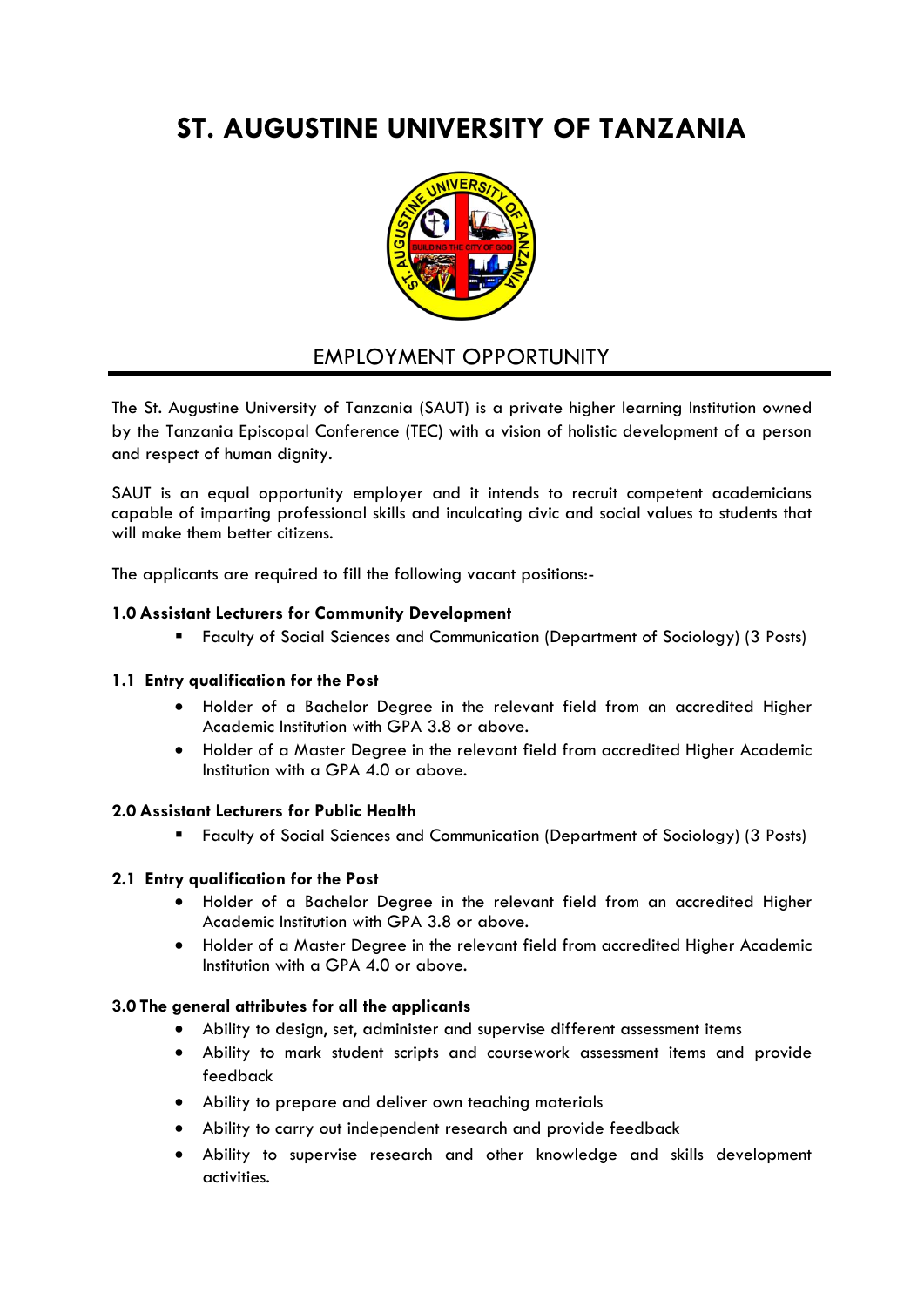# ST. AUGUSTINE UNIVERSITY OF TANZANIA

## EMPLOYMENT OPPORTUNITY

The St. Augustine University of Tanzania (SAUT) is a private higher learning Institution owned by the Tanzania Episcopal Conference (TEC) with a vision of holistic development of a person and respect of human dignity.

SAUT is an equal opportunity employer and it intends to recruit competent academicians capable of imparting professional skills and inculcating civic and social values to students that will make them better citizens.

The applicants are required to fill the following vacant positions:-

**1.0 Assistant Lecturers for Community Development**

- Faculty of Social Sciences and Communication (Department of Sociology) (3 Posts)

**1.1 Entry qualification for the Post**

- Holder of a Bachelor Degree in the relevant field from an accredited Higher Academic Institution with GPA 3.8 or above.
- Holder of a Master Degree in the relevant field from accredited Higher Academic Institution with a GPA 4.0 or above.

**2.0 Assistant Lecturers for Public Health**

- Faculty of Social Sciences and Communication (Department of Sociology) (3 Posts)

**2.1 Entry qualification for the Post**

- Holder of a Bachelor Degree in the relevant field from an accredited Higher Academic Institution with GPA 3.8 or above.
- Holder of a Master Degree in the relevant field from accredited Higher Academic Institution with a GPA 4.0 or above.

**3.0 The general attributes for all the applicants**

- Ability to design, set, administer and supervise different assessment items
- Ability to mark student scripts and coursework assessment items and provide feedback
- Ability to prepare and deliver own teaching materials
- Ability to carry out independent research and provide feedback
- Ability to supervise research and other knowledge and skills development activities.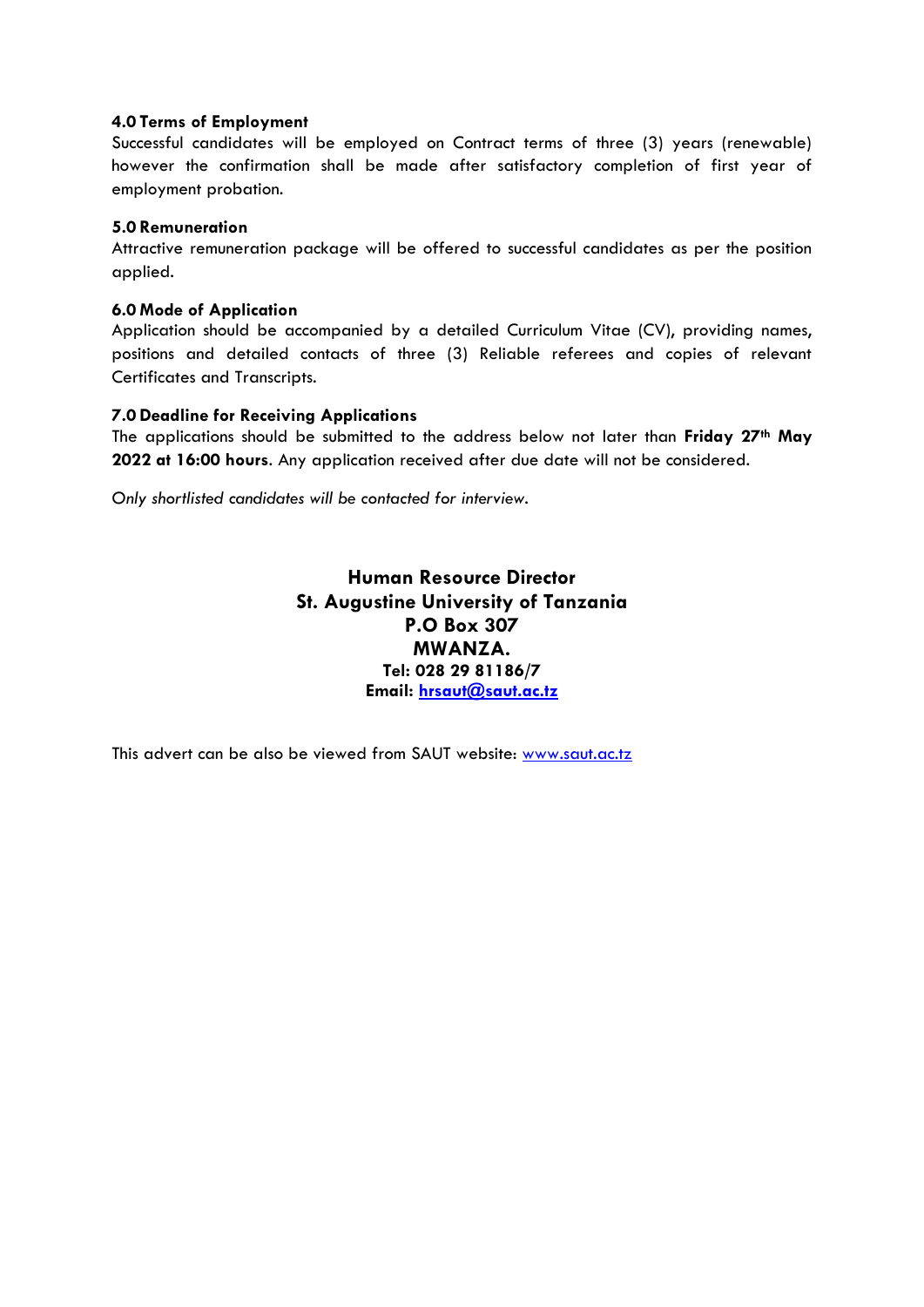### 4.0 Terms of Employment

Successful candidates will be employed on Contract terms of three (3) years (renewable) however the confirmation shall be made after satisfactory completion of first year of employment probation.

### 5.0 Remuneration

Attractive remuneration package will be offered to successful candidates as per the position applied.

### 6.0 Mode of Application

Application should be accompanied by a detailed Curriculum Vitae (CV), providing names, positions and detailed contacts of three (3) Reliable referees and copies of relevant Certificates and Transcripts.

### 7.0 Deadline for Receiving Applications

The applications should be submitted to the address below not later than **Friday 27th May 2022 at 16:00 hours**. Any application received after due date will not be considered.

*Only shortlisted candidates will be contacted for interview.*

**Human Resource Director**
**St. Augustine University of Tanzania**
**P.O Box 307**
**MWANZA.**
**Tel: 028 29 81186/7**
**Email: hrsaut@saut.ac.tz**

This advert can be also be viewed from SAUT website: www.saut.ac.tz